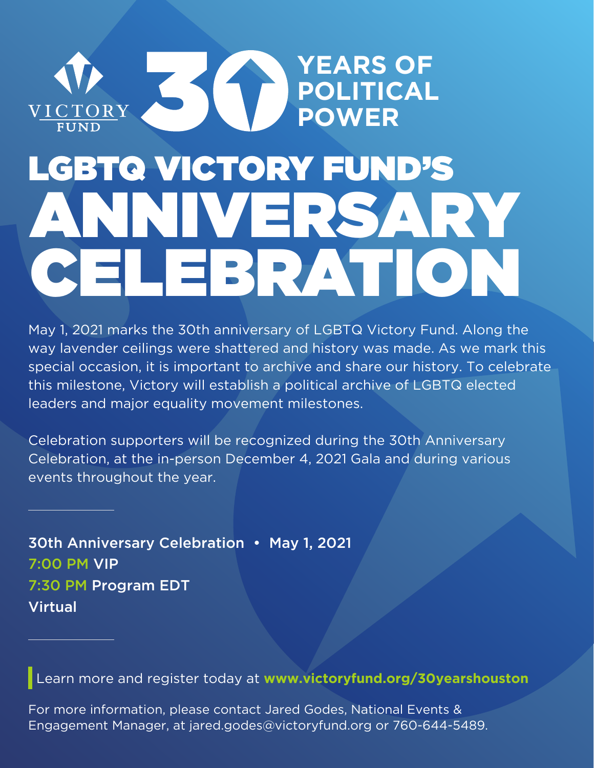VICTORY FUND

# 30 YEARS OF POLITICAL POWER

# LGBTQ VICTORY FUND'S ANNIVERSARY CELEBRATION

May 1, 2021 marks the 30th anniversary of LGBTQ Victory Fund. Along the way lavender ceilings were shattered and history was made. As we mark this special occasion, it is important to archive and share our history. To celebrate this milestone, Victory will establish a political archive of LGBTQ elected leaders and major equality movement milestones.

Celebration supporters will be recognized during the 30th Anniversary Celebration, at the in-person December 4, 2021 Gala and during various events throughout the year.

---

**30th Anniversary Celebration • May 1, 2021**
**7:00 PM VIP**
**7:30 PM Program EDT**
**Virtual**

---

Learn more and register today at **www.victoryfund.org/30yearshouston**

For more information, please contact Jared Godes, National Events & Engagement Manager, at jared.godes@victoryfund.org or 760-644-5489.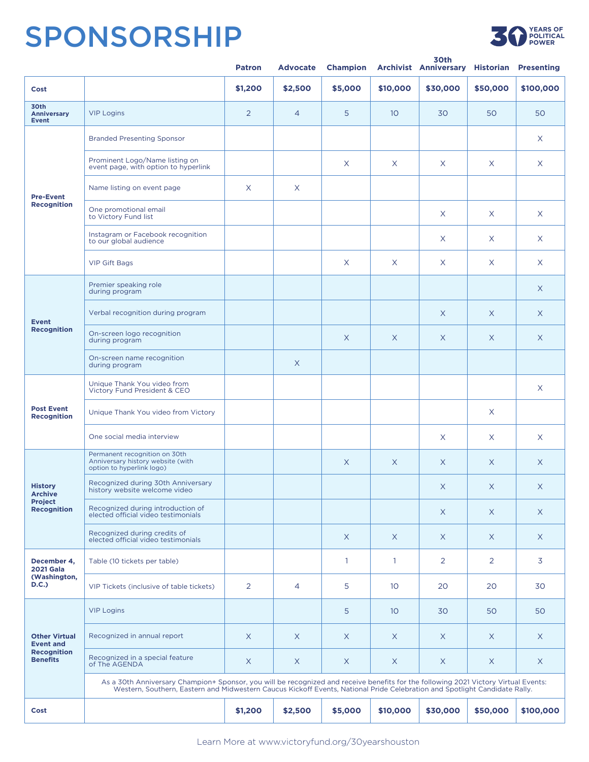# SPONSORSHIP

30 YEARS OF POLITICAL POWER

| | | Patron | Advocate | Champion | Archivist | 30th Anniversary | Historian | Presenting |
|---|---|---|---|---|---|---|---|---|
| **Cost** | | **$1,200** | **$2,500** | **$5,000** | **$10,000** | **$30,000** | **$50,000** | **$100,000** |
| **30th Anniversary Event** | VIP Logins | 2 | 4 | 5 | 10 | 30 | 50 | 50 |
| **Pre-Event Recognition** | Branded Presenting Sponsor | | | | | | | X |
| | Prominent Logo/Name listing on event page, with option to hyperlink | | | X | X | X | X | X |
| | Name listing on event page | X | X | | | | | |
| | One promotional email to Victory Fund list | | | | | X | X | X |
| | Instagram or Facebook recognition to our global audience | | | | | X | X | X |
| | VIP Gift Bags | | | X | X | X | X | X |
| **Event Recognition** | Premier speaking role during program | | | | | | | X |
| | Verbal recognition during program | | | | | X | X | X |
| | On-screen logo recognition during program | | | X | X | X | X | X |
| | On-screen name recognition during program | | X | | | | | |
| **Post Event Recognition** | Unique Thank You video from Victory Fund President & CEO | | | | | | | X |
| | Unique Thank You video from Victory | | | | | | X | |
| | One social media interview | | | | | X | X | X |
| **History Archive Project Recognition** | Permanent recognition on 30th Anniversary history website (with option to hyperlink logo) | | | X | X | X | X | X |
| | Recognized during 30th Anniversary history website welcome video | | | | | X | X | X |
| | Recognized during introduction of elected official video testimonials | | | | | X | X | X |
| | Recognized during credits of elected official video testimonials | | | X | X | X | X | X |
| **December 4, 2021 Gala (Washington, D.C.)** | Table (10 tickets per table) | | | 1 | 1 | 2 | 2 | 3 |
| | VIP Tickets (inclusive of table tickets) | 2 | 4 | 5 | 10 | 20 | 20 | 30 |
| **Other Virtual Event and Recognition Benefits** | VIP Logins | | | 5 | 10 | 30 | 50 | 50 |
| | Recognized in annual report | X | X | X | X | X | X | X |
| | Recognized in a special feature of The AGENDA | X | X | X | X | X | X | X |
| | As a 30th Anniversary Champion+ Sponsor, you will be recognized and receive benefits for the following 2021 Victory Virtual Events: Western, Southern, Eastern and Midwestern Caucus Kickoff Events, National Pride Celebration and Spotlight Candidate Rally. | | | | | | | |
| **Cost** | | **$1,200** | **$2,500** | **$5,000** | **$10,000** | **$30,000** | **$50,000** | **$100,000** |

Learn More at www.victoryfund.org/30yearshouston